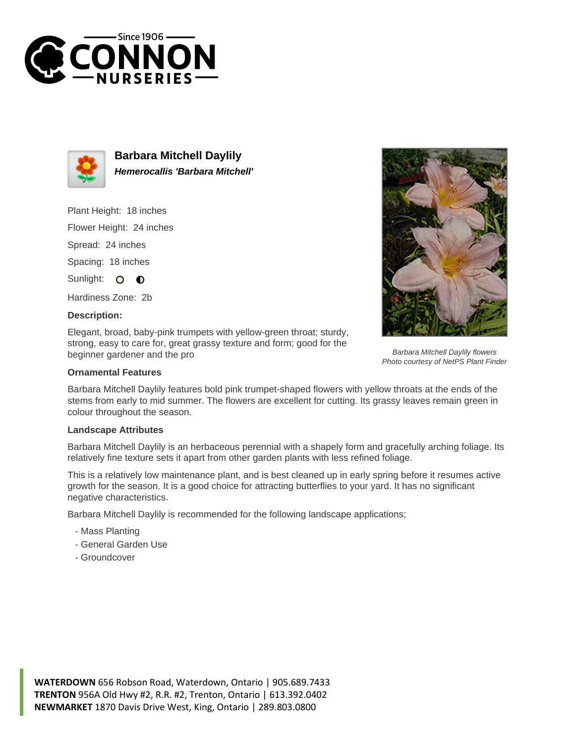# Barbara Mitchell Daylily

***Hemerocallis 'Barbara Mitchell'***

Plant Height: 18 inches

Flower Height: 24 inches

Spread: 24 inches

Spacing: 18 inches

Sunlight:

Hardiness Zone: 2b

**Description:**

Elegant, broad, baby-pink trumpets with yellow-green throat; sturdy, strong, easy to care for, great grassy texture and form; good for the beginner gardener and the pro

*Barbara Mitchell Daylily flowers*
*Photo courtesy of NetPS Plant Finder*

### Ornamental Features

Barbara Mitchell Daylily features bold pink trumpet-shaped flowers with yellow throats at the ends of the stems from early to mid summer. The flowers are excellent for cutting. Its grassy leaves remain green in colour throughout the season.

### Landscape Attributes

Barbara Mitchell Daylily is an herbaceous perennial with a shapely form and gracefully arching foliage. Its relatively fine texture sets it apart from other garden plants with less refined foliage.

This is a relatively low maintenance plant, and is best cleaned up in early spring before it resumes active growth for the season. It is a good choice for attracting butterflies to your yard. It has no significant negative characteristics.

Barbara Mitchell Daylily is recommended for the following landscape applications;

- Mass Planting
- General Garden Use
- Groundcover

**WATERDOWN** 656 Robson Road, Waterdown, Ontario | 905.689.7433
**TRENTON** 956A Old Hwy #2, R.R. #2, Trenton, Ontario | 613.392.0402
**NEWMARKET** 1870 Davis Drive West, King, Ontario | 289.803.0800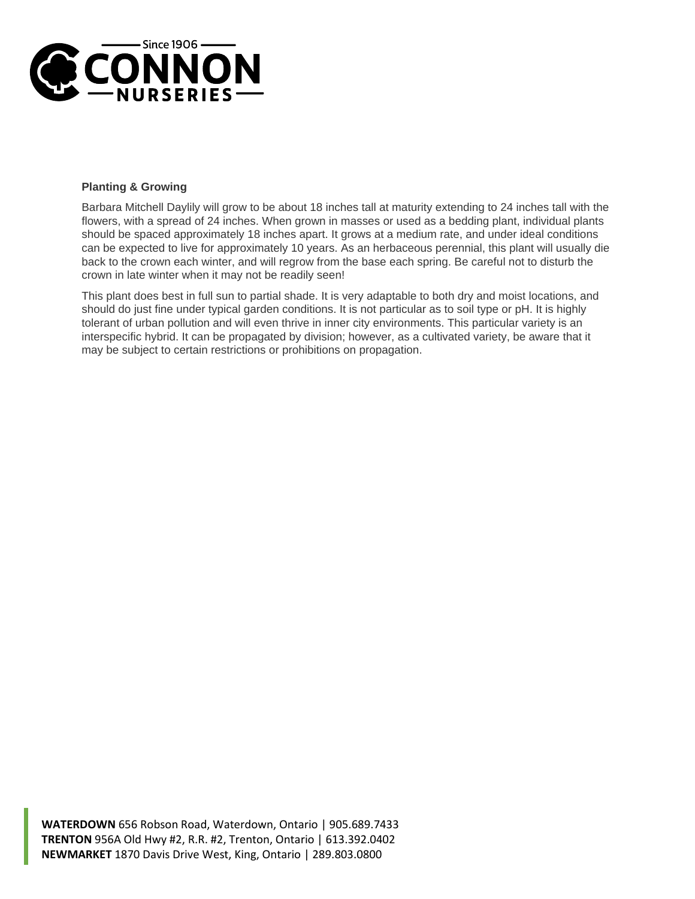### Planting & Growing

Barbara Mitchell Daylily will grow to be about 18 inches tall at maturity extending to 24 inches tall with the flowers, with a spread of 24 inches. When grown in masses or used as a bedding plant, individual plants should be spaced approximately 18 inches apart. It grows at a medium rate, and under ideal conditions can be expected to live for approximately 10 years. As an herbaceous perennial, this plant will usually die back to the crown each winter, and will regrow from the base each spring. Be careful not to disturb the crown in late winter when it may not be readily seen!

This plant does best in full sun to partial shade. It is very adaptable to both dry and moist locations, and should do just fine under typical garden conditions. It is not particular as to soil type or pH. It is highly tolerant of urban pollution and will even thrive in inner city environments. This particular variety is an interspecific hybrid. It can be propagated by division; however, as a cultivated variety, be aware that it may be subject to certain restrictions or prohibitions on propagation.